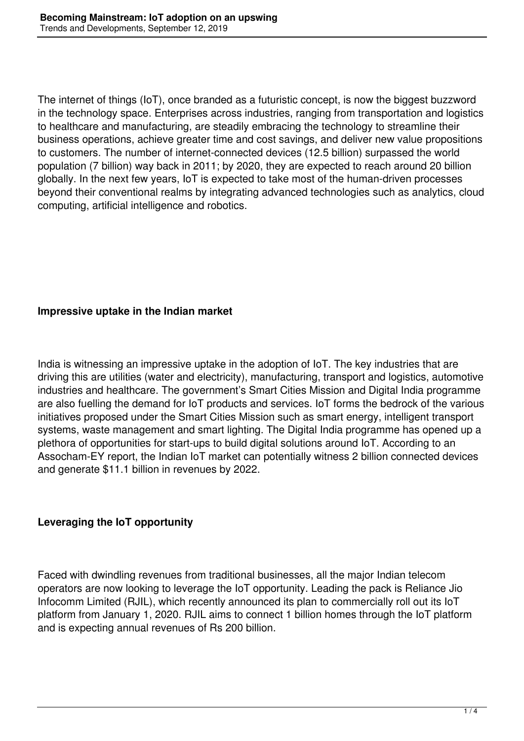The internet of things (IoT), once branded as a futuristic concept, is now the biggest buzzword in the technology space. Enterprises across industries, ranging from transportation and logistics to healthcare and manufacturing, are steadily embracing the technology to streamline their business operations, achieve greater time and cost savings, and deliver new value propositions to customers. The number of internet-connected devices (12.5 billion) surpassed the world population (7 billion) way back in 2011; by 2020, they are expected to reach around 20 billion globally. In the next few years, IoT is expected to take most of the human-driven processes beyond their conventional realms by integrating advanced technologies such as analytics, cloud computing, artificial intelligence and robotics.

**Impressive uptake in the Indian market**

India is witnessing an impressive uptake in the adoption of IoT. The key industries that are driving this are utilities (water and electricity), manufacturing, transport and logistics, automotive industries and healthcare. The government's Smart Cities Mission and Digital India programme are also fuelling the demand for IoT products and services. IoT forms the bedrock of the various initiatives proposed under the Smart Cities Mission such as smart energy, intelligent transport systems, waste management and smart lighting. The Digital India programme has opened up a plethora of opportunities for start-ups to build digital solutions around IoT. According to an Assocham-EY report, the Indian IoT market can potentially witness 2 billion connected devices and generate $11.1 billion in revenues by 2022.

**Leveraging the IoT opportunity**

Faced with dwindling revenues from traditional businesses, all the major Indian telecom operators are now looking to leverage the IoT opportunity. Leading the pack is Reliance Jio Infocomm Limited (RJIL), which recently announced its plan to commercially roll out its IoT platform from January 1, 2020. RJIL aims to connect 1 billion homes through the IoT platform and is expecting annual revenues of Rs 200 billion.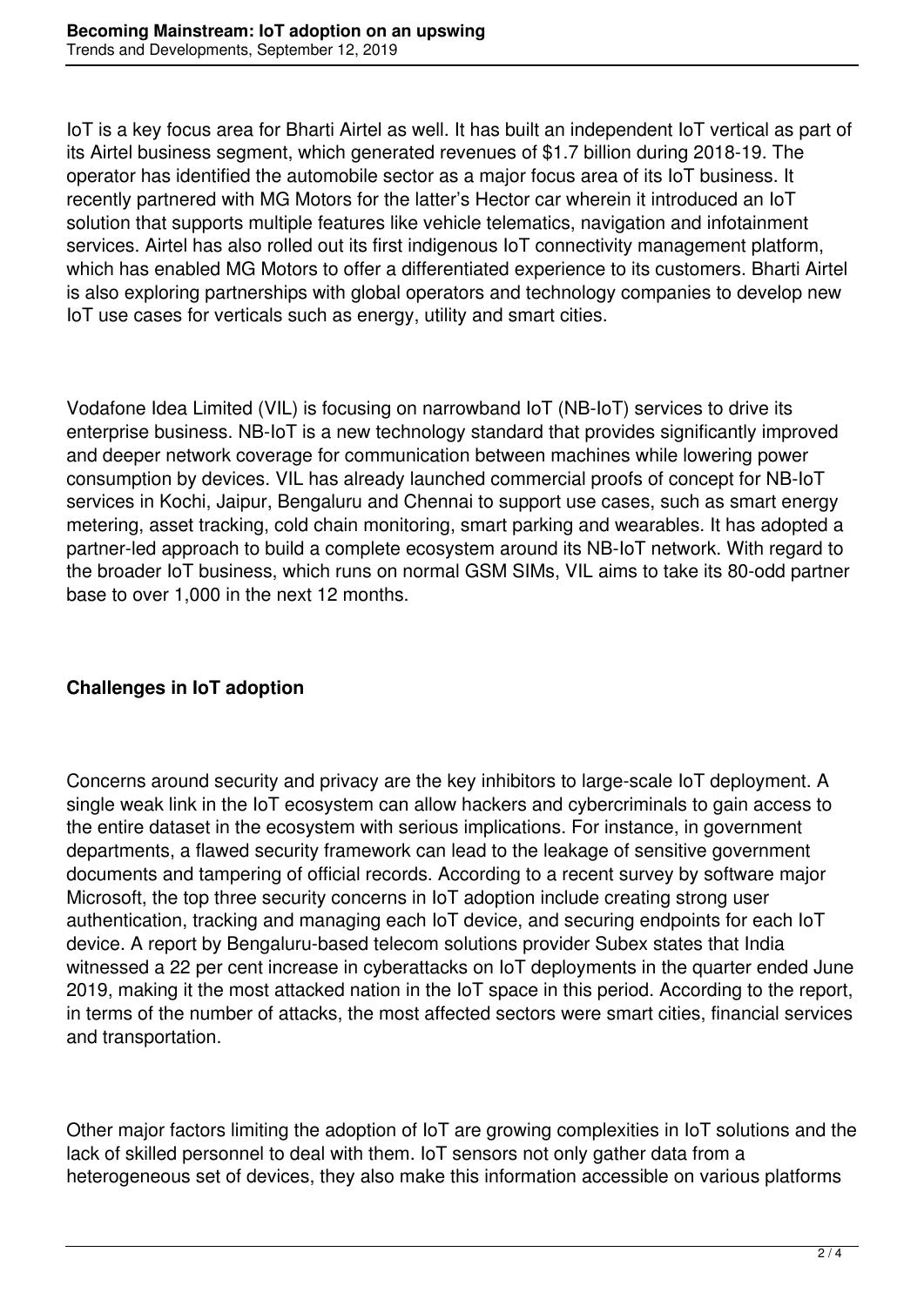IoT is a key focus area for Bharti Airtel as well. It has built an independent IoT vertical as part of its Airtel business segment, which generated revenues of $1.7 billion during 2018-19. The operator has identified the automobile sector as a major focus area of its IoT business. It recently partnered with MG Motors for the latter's Hector car wherein it introduced an IoT solution that supports multiple features like vehicle telematics, navigation and infotainment services. Airtel has also rolled out its first indigenous IoT connectivity management platform, which has enabled MG Motors to offer a differentiated experience to its customers. Bharti Airtel is also exploring partnerships with global operators and technology companies to develop new IoT use cases for verticals such as energy, utility and smart cities.

Vodafone Idea Limited (VIL) is focusing on narrowband IoT (NB-IoT) services to drive its enterprise business. NB-IoT is a new technology standard that provides significantly improved and deeper network coverage for communication between machines while lowering power consumption by devices. VIL has already launched commercial proofs of concept for NB-IoT services in Kochi, Jaipur, Bengaluru and Chennai to support use cases, such as smart energy metering, asset tracking, cold chain monitoring, smart parking and wearables. It has adopted a partner-led approach to build a complete ecosystem around its NB-IoT network. With regard to the broader IoT business, which runs on normal GSM SIMs, VIL aims to take its 80-odd partner base to over 1,000 in the next 12 months.

## Challenges in IoT adoption

Concerns around security and privacy are the key inhibitors to large-scale IoT deployment. A single weak link in the IoT ecosystem can allow hackers and cybercriminals to gain access to the entire dataset in the ecosystem with serious implications. For instance, in government departments, a flawed security framework can lead to the leakage of sensitive government documents and tampering of official records. According to a recent survey by software major Microsoft, the top three security concerns in IoT adoption include creating strong user authentication, tracking and managing each IoT device, and securing endpoints for each IoT device. A report by Bengaluru-based telecom solutions provider Subex states that India witnessed a 22 per cent increase in cyberattacks on IoT deployments in the quarter ended June 2019, making it the most attacked nation in the IoT space in this period. According to the report, in terms of the number of attacks, the most affected sectors were smart cities, financial services and transportation.

Other major factors limiting the adoption of IoT are growing complexities in IoT solutions and the lack of skilled personnel to deal with them. IoT sensors not only gather data from a heterogeneous set of devices, they also make this information accessible on various platforms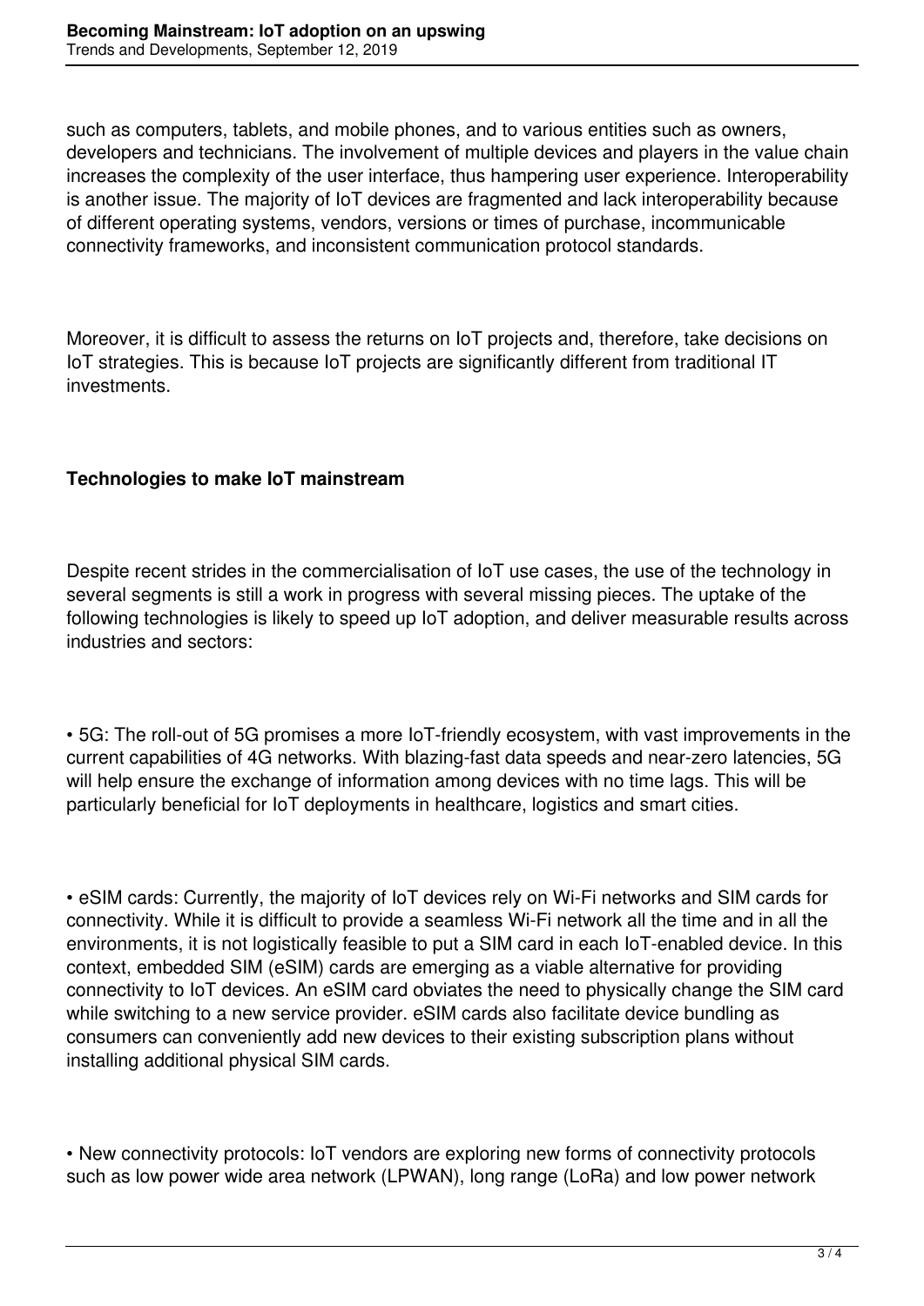such as computers, tablets, and mobile phones, and to various entities such as owners, developers and technicians. The involvement of multiple devices and players in the value chain increases the complexity of the user interface, thus hampering user experience. Interoperability is another issue. The majority of IoT devices are fragmented and lack interoperability because of different operating systems, vendors, versions or times of purchase, incommunicable connectivity frameworks, and inconsistent communication protocol standards.

Moreover, it is difficult to assess the returns on IoT projects and, therefore, take decisions on IoT strategies. This is because IoT projects are significantly different from traditional IT investments.

**Technologies to make IoT mainstream**

Despite recent strides in the commercialisation of IoT use cases, the use of the technology in several segments is still a work in progress with several missing pieces. The uptake of the following technologies is likely to speed up IoT adoption, and deliver measurable results across industries and sectors:

• 5G: The roll-out of 5G promises a more IoT-friendly ecosystem, with vast improvements in the current capabilities of 4G networks. With blazing-fast data speeds and near-zero latencies, 5G will help ensure the exchange of information among devices with no time lags. This will be particularly beneficial for IoT deployments in healthcare, logistics and smart cities.

• eSIM cards: Currently, the majority of IoT devices rely on Wi-Fi networks and SIM cards for connectivity. While it is difficult to provide a seamless Wi-Fi network all the time and in all the environments, it is not logistically feasible to put a SIM card in each IoT-enabled device. In this context, embedded SIM (eSIM) cards are emerging as a viable alternative for providing connectivity to IoT devices. An eSIM card obviates the need to physically change the SIM card while switching to a new service provider. eSIM cards also facilitate device bundling as consumers can conveniently add new devices to their existing subscription plans without installing additional physical SIM cards.

• New connectivity protocols: IoT vendors are exploring new forms of connectivity protocols such as low power wide area network (LPWAN), long range (LoRa) and low power network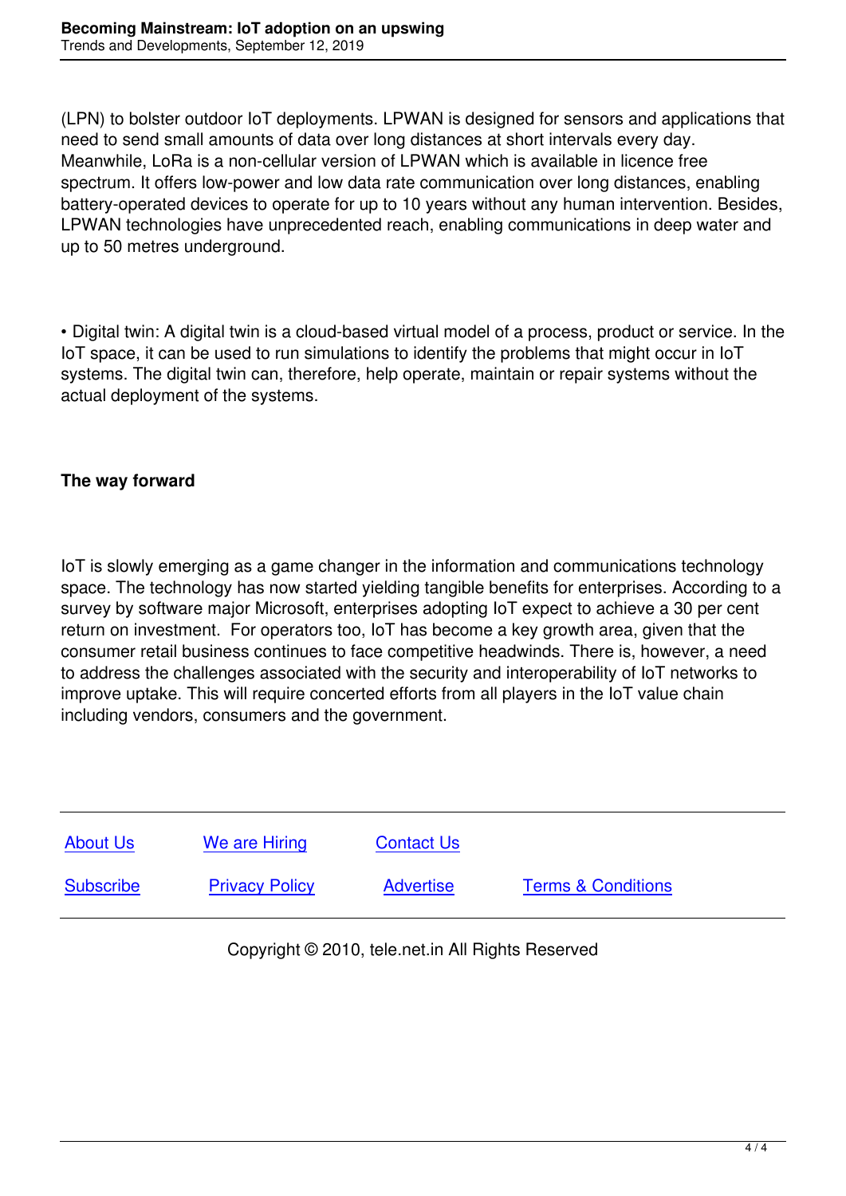(LPN) to bolster outdoor IoT deployments. LPWAN is designed for sensors and applications that need to send small amounts of data over long distances at short intervals every day. Meanwhile, LoRa is a non-cellular version of LPWAN which is available in licence free spectrum. It offers low-power and low data rate communication over long distances, enabling battery-operated devices to operate for up to 10 years without any human intervention. Besides, LPWAN technologies have unprecedented reach, enabling communications in deep water and up to 50 metres underground.

• Digital twin: A digital twin is a cloud-based virtual model of a process, product or service. In the IoT space, it can be used to run simulations to identify the problems that might occur in IoT systems. The digital twin can, therefore, help operate, maintain or repair systems without the actual deployment of the systems.

**The way forward**

IoT is slowly emerging as a game changer in the information and communications technology space. The technology has now started yielding tangible benefits for enterprises. According to a survey by software major Microsoft, enterprises adopting IoT expect to achieve a 30 per cent return on investment. For operators too, IoT has become a key growth area, given that the consumer retail business continues to face competitive headwinds. There is, however, a need to address the challenges associated with the security and interoperability of IoT networks to improve uptake. This will require concerted efforts from all players in the IoT value chain including vendors, consumers and the government.

About Us    We are Hiring    Contact Us

Subscribe    Privacy Policy    Advertise    Terms & Conditions

Copyright © 2010, tele.net.in All Rights Reserved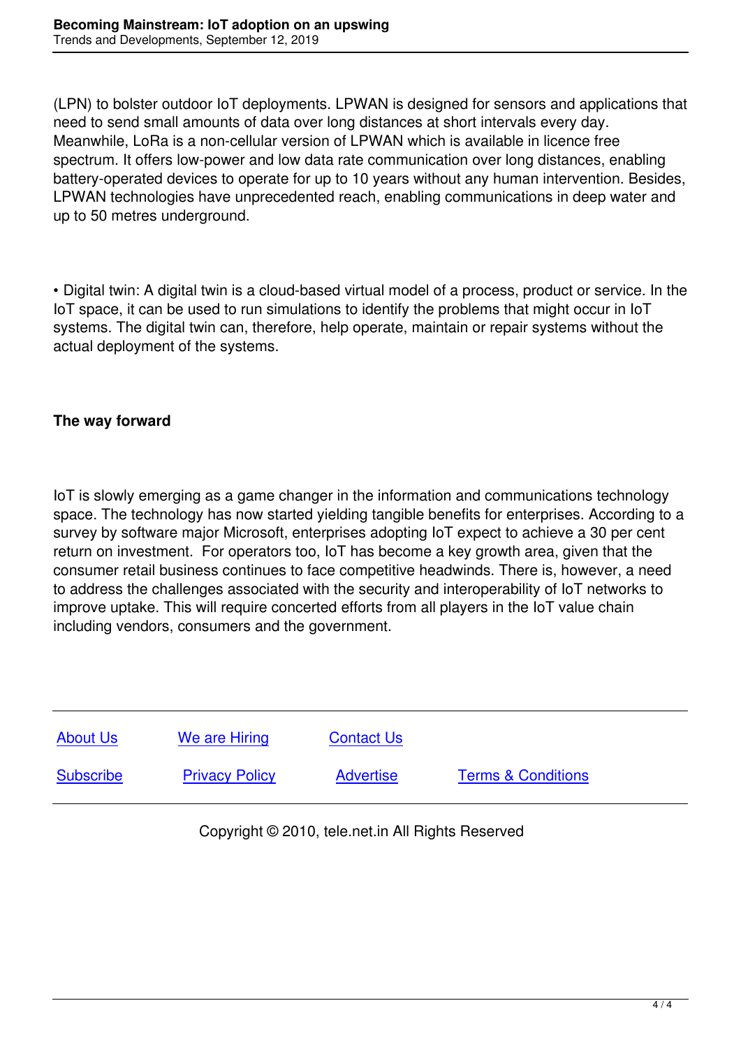(LPN) to bolster outdoor IoT deployments. LPWAN is designed for sensors and applications that need to send small amounts of data over long distances at short intervals every day. Meanwhile, LoRa is a non-cellular version of LPWAN which is available in licence free spectrum. It offers low-power and low data rate communication over long distances, enabling battery-operated devices to operate for up to 10 years without any human intervention. Besides, LPWAN technologies have unprecedented reach, enabling communications in deep water and up to 50 metres underground.

• Digital twin: A digital twin is a cloud-based virtual model of a process, product or service. In the IoT space, it can be used to run simulations to identify the problems that might occur in IoT systems. The digital twin can, therefore, help operate, maintain or repair systems without the actual deployment of the systems.

**The way forward**

IoT is slowly emerging as a game changer in the information and communications technology space. The technology has now started yielding tangible benefits for enterprises. According to a survey by software major Microsoft, enterprises adopting IoT expect to achieve a 30 per cent return on investment. For operators too, IoT has become a key growth area, given that the consumer retail business continues to face competitive headwinds. There is, however, a need to address the challenges associated with the security and interoperability of IoT networks to improve uptake. This will require concerted efforts from all players in the IoT value chain including vendors, consumers and the government.

About Us | We are Hiring | Contact Us

Subscribe | Privacy Policy | Advertise | Terms & Conditions

Copyright © 2010, tele.net.in All Rights Reserved